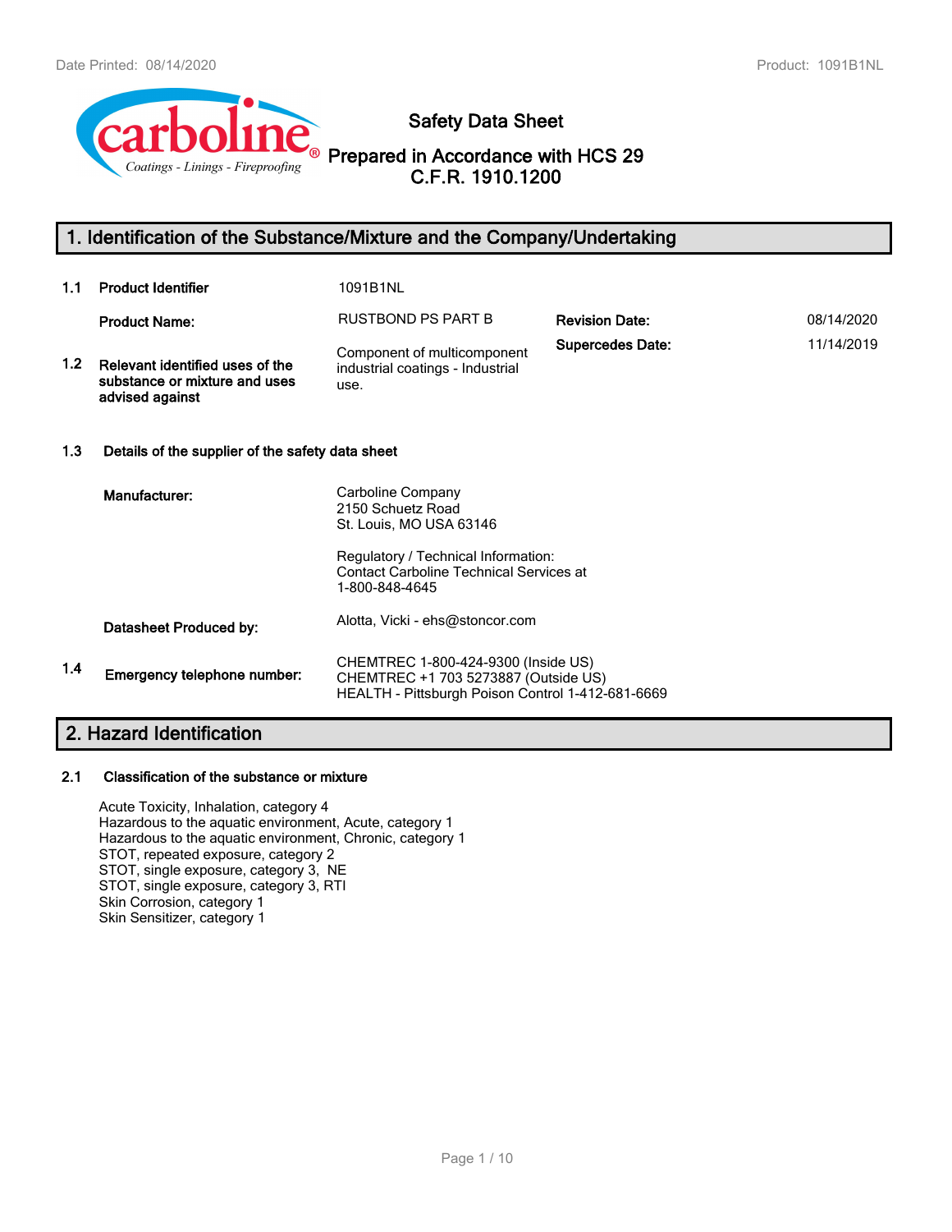# Safety Data Sheet

## Prepared in Accordance with HCS 29 C.F.R. 1910.1200

## 1. Identification of the Substance/Mixture and the Company/Undertaking

**1.1 Product Identifier** 1091B1NL

**Product Name:** RUSTBOND PS PART B

**Revision Date:** 08/14/2020

**Supersedes Date:** 11/14/2019

**1.2 Relevant identified uses of the substance or mixture and uses advised against** Component of multicomponent industrial coatings - Industrial use.

**1.3 Details of the supplier of the safety data sheet**

**Manufacturer:**
Carboline Company
2150 Schuetz Road
St. Louis, MO USA 63146

Regulatory / Technical Information:
Contact Carboline Technical Services at 1-800-848-4645

**Datasheet Produced by:** Alotta, Vicki - ehs@stoncor.com

**1.4 Emergency telephone number:**
CHEMTREC 1-800-424-9300 (Inside US)
CHEMTREC +1 703 5273887 (Outside US)
HEALTH - Pittsburgh Poison Control 1-412-681-6669

## 2. Hazard Identification

**2.1 Classification of the substance or mixture**

Acute Toxicity, Inhalation, category 4
Hazardous to the aquatic environment, Acute, category 1
Hazardous to the aquatic environment, Chronic, category 1
STOT, repeated exposure, category 2
STOT, single exposure, category 3, NE
STOT, single exposure, category 3, RTI
Skin Corrosion, category 1
Skin Sensitizer, category 1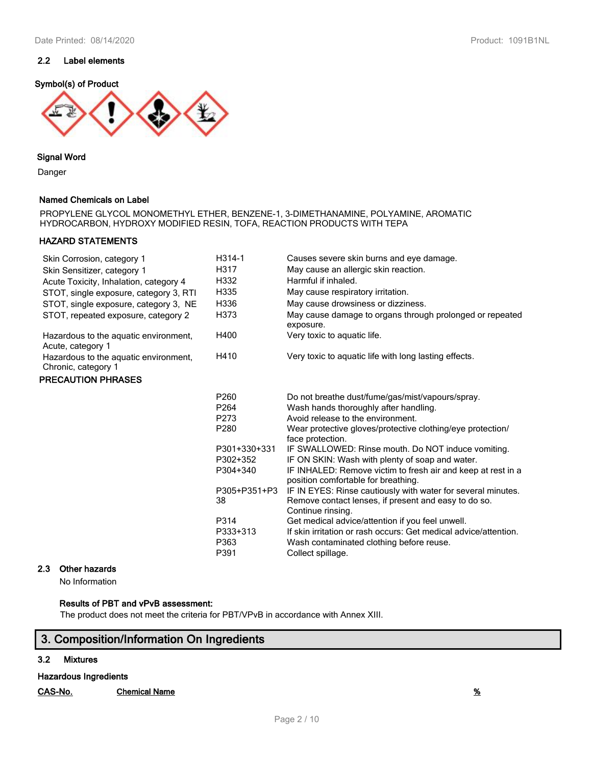### 2.2 Label elements

**Symbol(s) of Product**

**Signal Word**

Danger

**Named Chemicals on Label**

PROPYLENE GLYCOL MONOMETHYL ETHER, BENZENE-1, 3-DIMETHANAMINE, POLYAMINE, AROMATIC HYDROCARBON, HYDROXY MODIFIED RESIN, TOFA, REACTION PRODUCTS WITH TEPA

**HAZARD STATEMENTS**

| | | |
|---|---|---|
| Skin Corrosion, category 1 | H314-1 | Causes severe skin burns and eye damage. |
| Skin Sensitizer, category 1 | H317 | May cause an allergic skin reaction. |
| Acute Toxicity, Inhalation, category 4 | H332 | Harmful if inhaled. |
| STOT, single exposure, category 3, RTI | H335 | May cause respiratory irritation. |
| STOT, single exposure, category 3, NE | H336 | May cause drowsiness or dizziness. |
| STOT, repeated exposure, category 2 | H373 | May cause damage to organs through prolonged or repeated exposure. |
| Hazardous to the aquatic environment, Acute, category 1 | H400 | Very toxic to aquatic life. |
| Hazardous to the aquatic environment, Chronic, category 1 | H410 | Very toxic to aquatic life with long lasting effects. |

**PRECAUTION PHRASES**

| | |
|---|---|
| P260 | Do not breathe dust/fume/gas/mist/vapours/spray. |
| P264 | Wash hands thoroughly after handling. |
| P273 | Avoid release to the environment. |
| P280 | Wear protective gloves/protective clothing/eye protection/ face protection. |
| P301+330+331 | IF SWALLOWED: Rinse mouth. Do NOT induce vomiting. |
| P302+352 | IF ON SKIN: Wash with plenty of soap and water. |
| P304+340 | IF INHALED: Remove victim to fresh air and keep at rest in a position comfortable for breathing. |
| P305+P351+P338 | IF IN EYES: Rinse cautiously with water for several minutes. Remove contact lenses, if present and easy to do so. Continue rinsing. |
| P314 | Get medical advice/attention if you feel unwell. |
| P333+313 | If skin irritation or rash occurs: Get medical advice/attention. |
| P363 | Wash contaminated clothing before reuse. |
| P391 | Collect spillage. |

### 2.3 Other hazards

No Information

**Results of PBT and vPvB assessment:**

The product does not meet the criteria for PBT/VPvB in accordance with Annex XIII.

## 3. Composition/Information On Ingredients

### 3.2 Mixtures

**Hazardous Ingredients**

| CAS-No. | Chemical Name | % |
|---|---|---|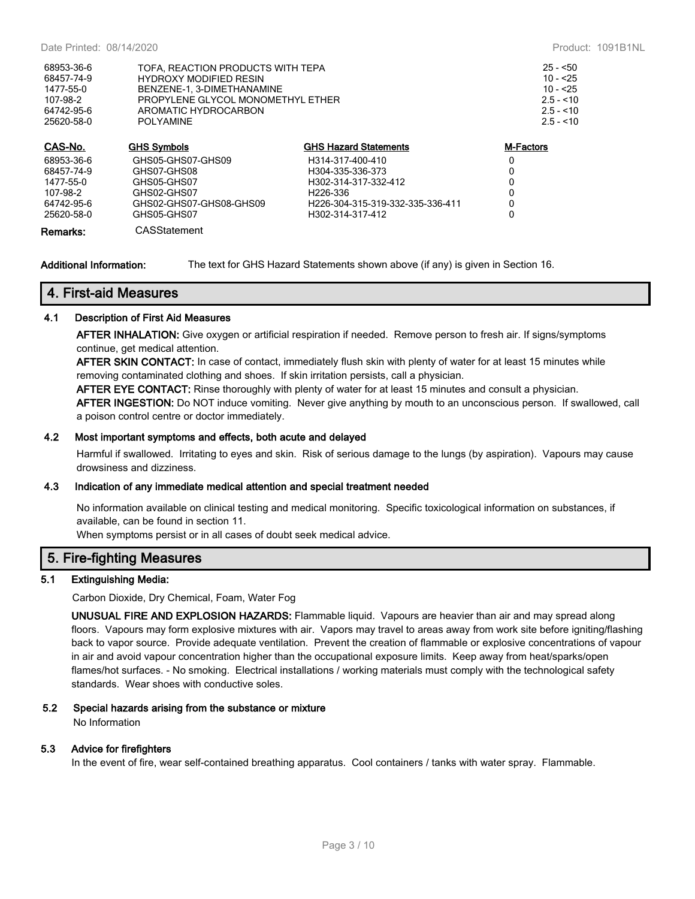| | | |
|---|---|---|
| 68953-36-6 | TOFA, REACTION PRODUCTS WITH TEPA | 25 - <50 |
| 68457-74-9 | HYDROXY MODIFIED RESIN | 10 - <25 |
| 1477-55-0 | BENZENE-1, 3-DIMETHANAMINE | 10 - <25 |
| 107-98-2 | PROPYLENE GLYCOL MONOMETHYL ETHER | 2.5 - <10 |
| 64742-95-6 | AROMATIC HYDROCARBON | 2.5 - <10 |
| 25620-58-0 | POLYAMINE | 2.5 - <10 |

| CAS-No. | GHS Symbols | GHS Hazard Statements | M-Factors |
|---|---|---|---|
| 68953-36-6 | GHS05-GHS07-GHS09 | H314-317-400-410 | 0 |
| 68457-74-9 | GHS07-GHS08 | H304-335-336-373 | 0 |
| 1477-55-0 | GHS05-GHS07 | H302-314-317-332-412 | 0 |
| 107-98-2 | GHS02-GHS07 | H226-336 | 0 |
| 64742-95-6 | GHS02-GHS07-GHS08-GHS09 | H226-304-315-319-332-335-336-411 | 0 |
| 25620-58-0 | GHS05-GHS07 | H302-314-317-412 | 0 |

**Remarks:** CASStatement

**Additional Information:** The text for GHS Hazard Statements shown above (if any) is given in Section 16.

## 4. First-aid Measures

### 4.1 Description of First Aid Measures

**AFTER INHALATION:** Give oxygen or artificial respiration if needed. Remove person to fresh air. If signs/symptoms continue, get medical attention.

**AFTER SKIN CONTACT:** In case of contact, immediately flush skin with plenty of water for at least 15 minutes while removing contaminated clothing and shoes. If skin irritation persists, call a physician.

**AFTER EYE CONTACT:** Rinse thoroughly with plenty of water for at least 15 minutes and consult a physician.

**AFTER INGESTION:** Do NOT induce vomiting. Never give anything by mouth to an unconscious person. If swallowed, call a poison control centre or doctor immediately.

### 4.2 Most important symptoms and effects, both acute and delayed

Harmful if swallowed. Irritating to eyes and skin. Risk of serious damage to the lungs (by aspiration). Vapours may cause drowsiness and dizziness.

### 4.3 Indication of any immediate medical attention and special treatment needed

No information available on clinical testing and medical monitoring. Specific toxicological information on substances, if available, can be found in section 11.

When symptoms persist or in all cases of doubt seek medical advice.

## 5. Fire-fighting Measures

### 5.1 Extinguishing Media:

Carbon Dioxide, Dry Chemical, Foam, Water Fog

**UNUSUAL FIRE AND EXPLOSION HAZARDS:** Flammable liquid. Vapours are heavier than air and may spread along floors. Vapours may form explosive mixtures with air. Vapors may travel to areas away from work site before igniting/flashing back to vapor source. Provide adequate ventilation. Prevent the creation of flammable or explosive concentrations of vapour in air and avoid vapour concentration higher than the occupational exposure limits. Keep away from heat/sparks/open flames/hot surfaces. - No smoking. Electrical installations / working materials must comply with the technological safety standards. Wear shoes with conductive soles.

### 5.2 Special hazards arising from the substance or mixture

No Information

### 5.3 Advice for firefighters

In the event of fire, wear self-contained breathing apparatus. Cool containers / tanks with water spray. Flammable.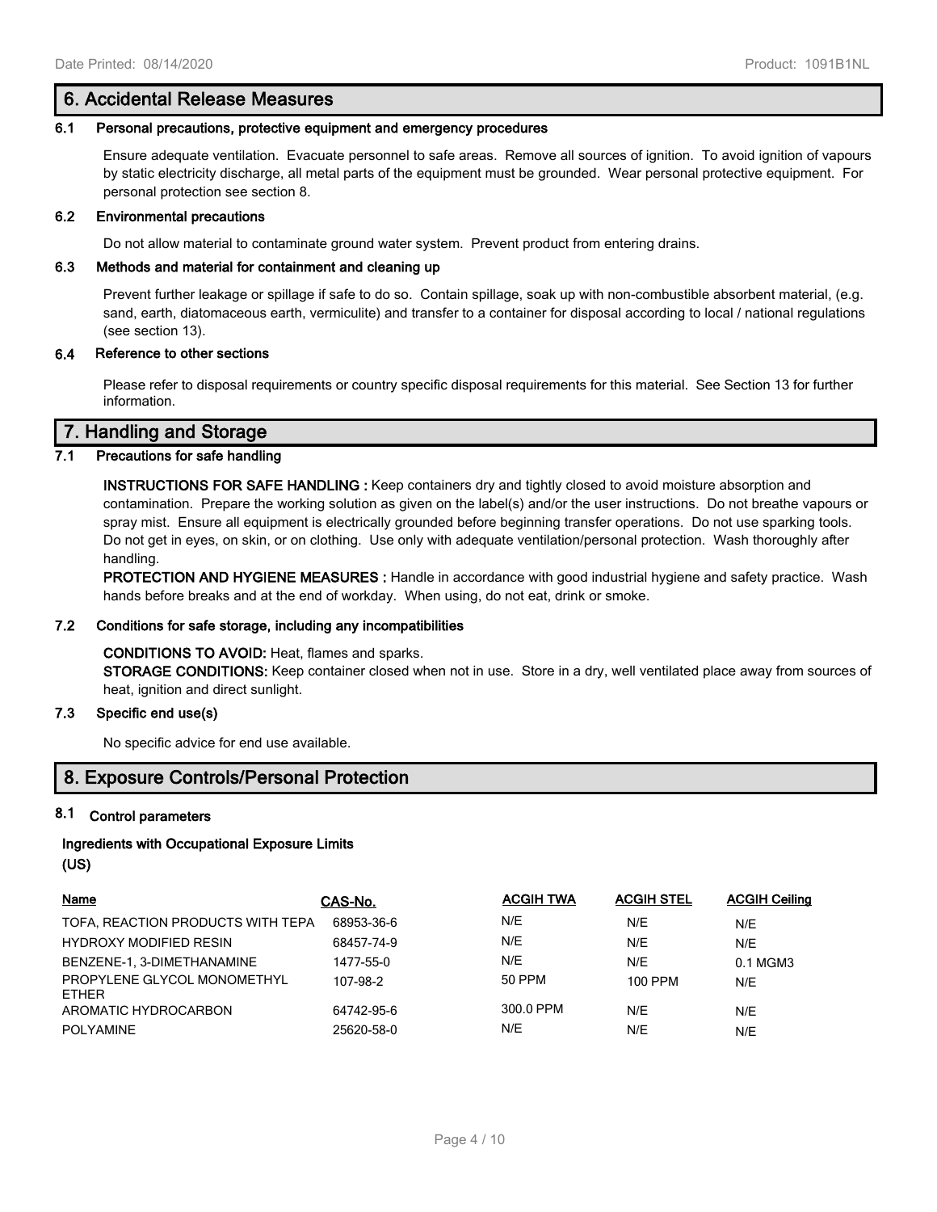## 6. Accidental Release Measures

### 6.1 Personal precautions, protective equipment and emergency procedures

Ensure adequate ventilation. Evacuate personnel to safe areas. Remove all sources of ignition. To avoid ignition of vapours by static electricity discharge, all metal parts of the equipment must be grounded. Wear personal protective equipment. For personal protection see section 8.

### 6.2 Environmental precautions

Do not allow material to contaminate ground water system. Prevent product from entering drains.

### 6.3 Methods and material for containment and cleaning up

Prevent further leakage or spillage if safe to do so. Contain spillage, soak up with non-combustible absorbent material, (e.g. sand, earth, diatomaceous earth, vermiculite) and transfer to a container for disposal according to local / national regulations (see section 13).

### 6.4 Reference to other sections

Please refer to disposal requirements or country specific disposal requirements for this material. See Section 13 for further information.

## 7. Handling and Storage

### 7.1 Precautions for safe handling

**INSTRUCTIONS FOR SAFE HANDLING :** Keep containers dry and tightly closed to avoid moisture absorption and contamination. Prepare the working solution as given on the label(s) and/or the user instructions. Do not breathe vapours or spray mist. Ensure all equipment is electrically grounded before beginning transfer operations. Do not use sparking tools. Do not get in eyes, on skin, or on clothing. Use only with adequate ventilation/personal protection. Wash thoroughly after handling.

**PROTECTION AND HYGIENE MEASURES :** Handle in accordance with good industrial hygiene and safety practice. Wash hands before breaks and at the end of workday. When using, do not eat, drink or smoke.

### 7.2 Conditions for safe storage, including any incompatibilities

**CONDITIONS TO AVOID:** Heat, flames and sparks.

**STORAGE CONDITIONS:** Keep container closed when not in use. Store in a dry, well ventilated place away from sources of heat, ignition and direct sunlight.

### 7.3 Specific end use(s)

No specific advice for end use available.

## 8. Exposure Controls/Personal Protection

### 8.1 Control parameters

**Ingredients with Occupational Exposure Limits (US)**

| Name | CAS-No. | ACGIH TWA | ACGIH STEL | ACGIH Ceiling |
|---|---|---|---|---|
| TOFA, REACTION PRODUCTS WITH TEPA | 68953-36-6 | N/E | N/E | N/E |
| HYDROXY MODIFIED RESIN | 68457-74-9 | N/E | N/E | N/E |
| BENZENE-1, 3-DIMETHANAMINE | 1477-55-0 | N/E | N/E | 0.1 MGM3 |
| PROPYLENE GLYCOL MONOMETHYL ETHER | 107-98-2 | 50 PPM | 100 PPM | N/E |
| AROMATIC HYDROCARBON | 64742-95-6 | 300.0 PPM | N/E | N/E |
| POLYAMINE | 25620-58-0 | N/E | N/E | N/E |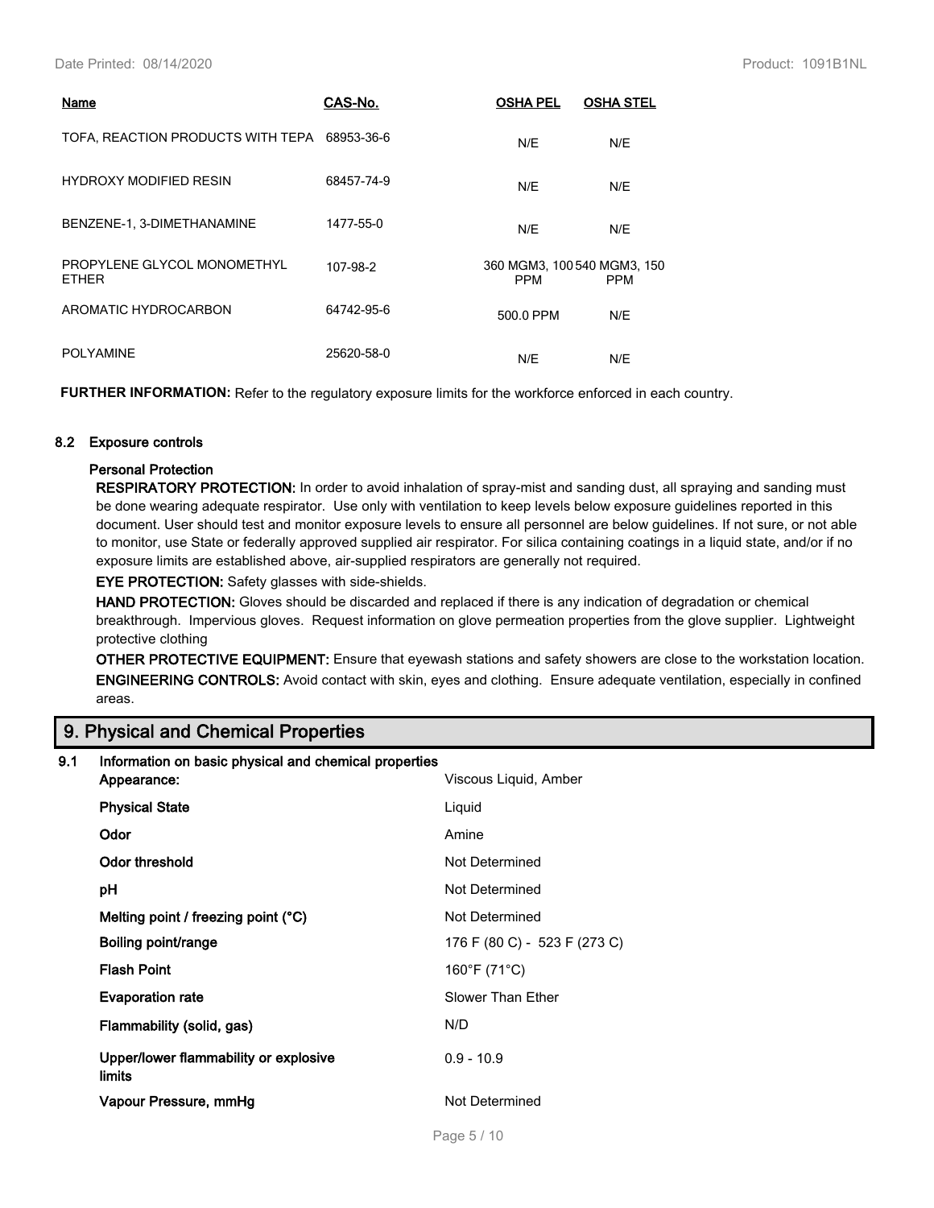| Name | CAS-No. | OSHA PEL | OSHA STEL |
|---|---|---|---|
| TOFA, REACTION PRODUCTS WITH TEPA | 68953-36-6 | N/E | N/E |
| HYDROXY MODIFIED RESIN | 68457-74-9 | N/E | N/E |
| BENZENE-1, 3-DIMETHANAMINE | 1477-55-0 | N/E | N/E |
| PROPYLENE GLYCOL MONOMETHYL ETHER | 107-98-2 | 360 MGM3, 100 PPM | 540 MGM3, 150 PPM |
| AROMATIC HYDROCARBON | 64742-95-6 | 500.0 PPM | N/E |
| POLYAMINE | 25620-58-0 | N/E | N/E |

**FURTHER INFORMATION:** Refer to the regulatory exposure limits for the workforce enforced in each country.

### 8.2 Exposure controls

**Personal Protection**

**RESPIRATORY PROTECTION:** In order to avoid inhalation of spray-mist and sanding dust, all spraying and sanding must be done wearing adequate respirator. Use only with ventilation to keep levels below exposure guidelines reported in this document. User should test and monitor exposure levels to ensure all personnel are below guidelines. If not sure, or not able to monitor, use State or federally approved supplied air respirator. For silica containing coatings in a liquid state, and/or if no exposure limits are established above, air-supplied respirators are generally not required.

**EYE PROTECTION:** Safety glasses with side-shields.

**HAND PROTECTION:** Gloves should be discarded and replaced if there is any indication of degradation or chemical breakthrough. Impervious gloves. Request information on glove permeation properties from the glove supplier. Lightweight protective clothing

**OTHER PROTECTIVE EQUIPMENT:** Ensure that eyewash stations and safety showers are close to the workstation location.

**ENGINEERING CONTROLS:** Avoid contact with skin, eyes and clothing. Ensure adequate ventilation, especially in confined areas.

## 9. Physical and Chemical Properties

### 9.1 Information on basic physical and chemical properties

| | |
|---|---|
| **Appearance:** | Viscous Liquid, Amber |
| **Physical State** | Liquid |
| **Odor** | Amine |
| **Odor threshold** | Not Determined |
| **pH** | Not Determined |
| **Melting point / freezing point (°C)** | Not Determined |
| **Boiling point/range** | 176 F (80 C) - 523 F (273 C) |
| **Flash Point** | 160°F (71°C) |
| **Evaporation rate** | Slower Than Ether |
| **Flammability (solid, gas)** | N/D |
| **Upper/lower flammability or explosive limits** | 0.9 - 10.9 |
| **Vapour Pressure, mmHg** | Not Determined |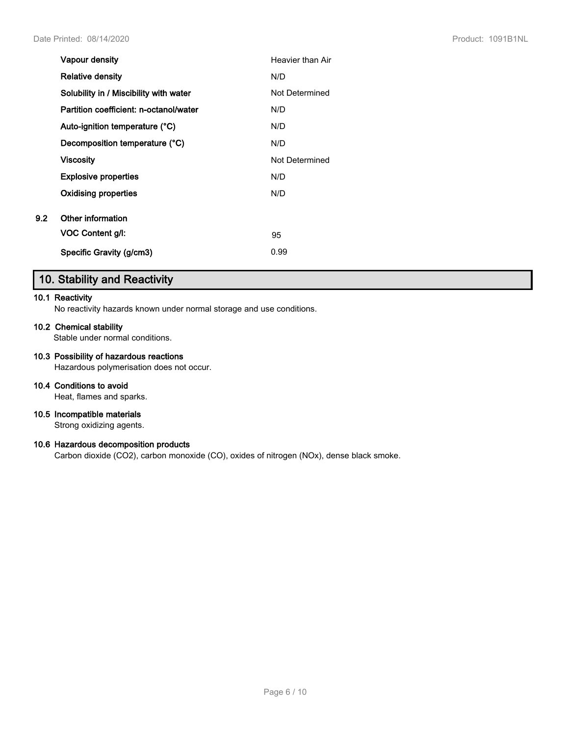| | |
|---|---|
| **Vapour density** | Heavier than Air |
| **Relative density** | N/D |
| **Solubility in / Miscibility with water** | Not Determined |
| **Partition coefficient: n-octanol/water** | N/D |
| **Auto-ignition temperature (°C)** | N/D |
| **Decomposition temperature (°C)** | N/D |
| **Viscosity** | Not Determined |
| **Explosive properties** | N/D |
| **Oxidising properties** | N/D |

**9.2 Other information**

| | |
|---|---|
| **VOC Content g/l:** | 95 |
| **Specific Gravity (g/cm3)** | 0.99 |

## 10. Stability and Reactivity

**10.1 Reactivity**

No reactivity hazards known under normal storage and use conditions.

**10.2 Chemical stability**

Stable under normal conditions.

**10.3 Possibility of hazardous reactions**

Hazardous polymerisation does not occur.

**10.4 Conditions to avoid**

Heat, flames and sparks.

**10.5 Incompatible materials**

Strong oxidizing agents.

**10.6 Hazardous decomposition products**

Carbon dioxide ($CO_2$), carbon monoxide (CO), oxides of nitrogen ($NO_x$), dense black smoke.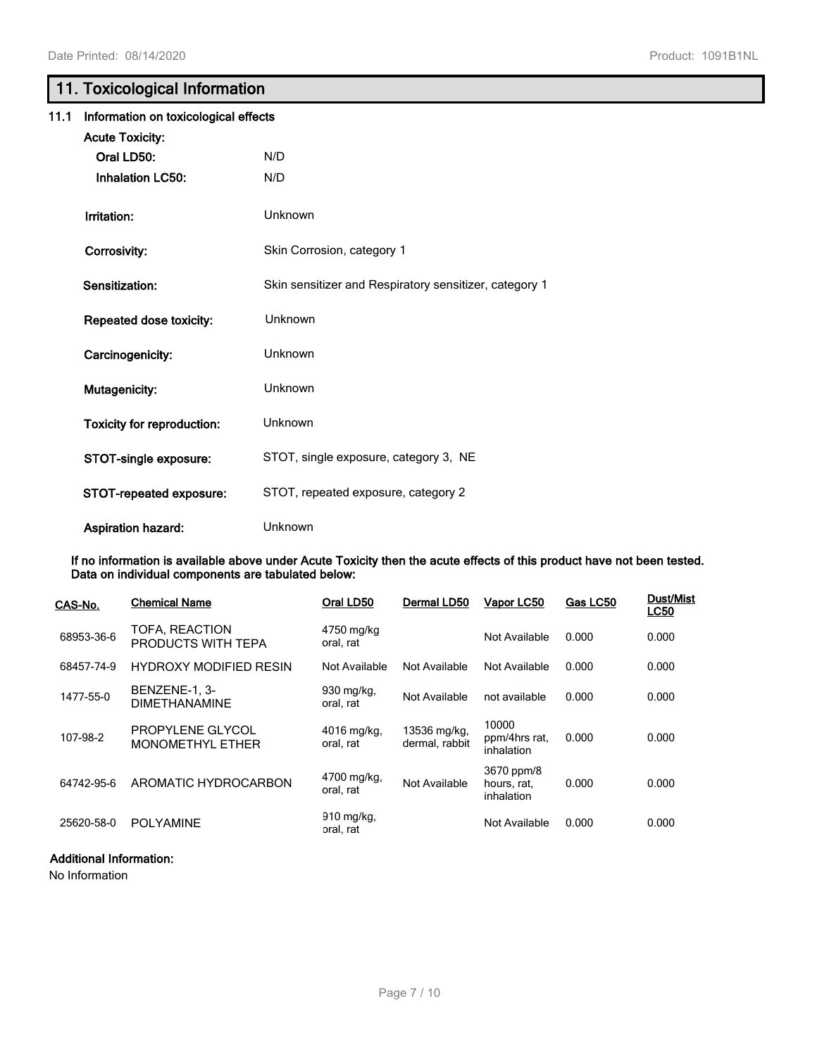## 11. Toxicological Information

### 11.1 Information on toxicological effects

**Acute Toxicity:**

| | |
|---|---|
| **Oral LD50:** | N/D |
| **Inhalation LC50:** | N/D |
| **Irritation:** | Unknown |
| **Corrosivity:** | Skin Corrosion, category 1 |
| **Sensitization:** | Skin sensitizer and Respiratory sensitizer, category 1 |
| **Repeated dose toxicity:** | Unknown |
| **Carcinogenicity:** | Unknown |
| **Mutagenicity:** | Unknown |
| **Toxicity for reproduction:** | Unknown |
| **STOT-single exposure:** | STOT, single exposure, category 3, NE |
| **STOT-repeated exposure:** | STOT, repeated exposure, category 2 |
| **Aspiration hazard:** | Unknown |

**If no information is available above under Acute Toxicity then the acute effects of this product have not been tested. Data on individual components are tabulated below:**

| CAS-No. | Chemical Name | Oral LD50 | Dermal LD50 | Vapor LC50 | Gas LC50 | Dust/Mist LC50 |
|---|---|---|---|---|---|---|
| 68953-36-6 | TOFA, REACTION PRODUCTS WITH TEPA | 4750 mg/kg oral, rat | | Not Available | 0.000 | 0.000 |
| 68457-74-9 | HYDROXY MODIFIED RESIN | Not Available | Not Available | Not Available | 0.000 | 0.000 |
| 1477-55-0 | BENZENE-1, 3-DIMETHANAMINE | 930 mg/kg, oral, rat | Not Available | not available | 0.000 | 0.000 |
| 107-98-2 | PROPYLENE GLYCOL MONOMETHYL ETHER | 4016 mg/kg, oral, rat | 13536 mg/kg, dermal, rabbit | 10000 ppm/4hrs rat, inhalation | 0.000 | 0.000 |
| 64742-95-6 | AROMATIC HYDROCARBON | 4700 mg/kg, oral, rat | Not Available | 3670 ppm/8 hours, rat, inhalation | 0.000 | 0.000 |
| 25620-58-0 | POLYAMINE | 910 mg/kg, oral, rat | | Not Available | 0.000 | 0.000 |

**Additional Information:**

No Information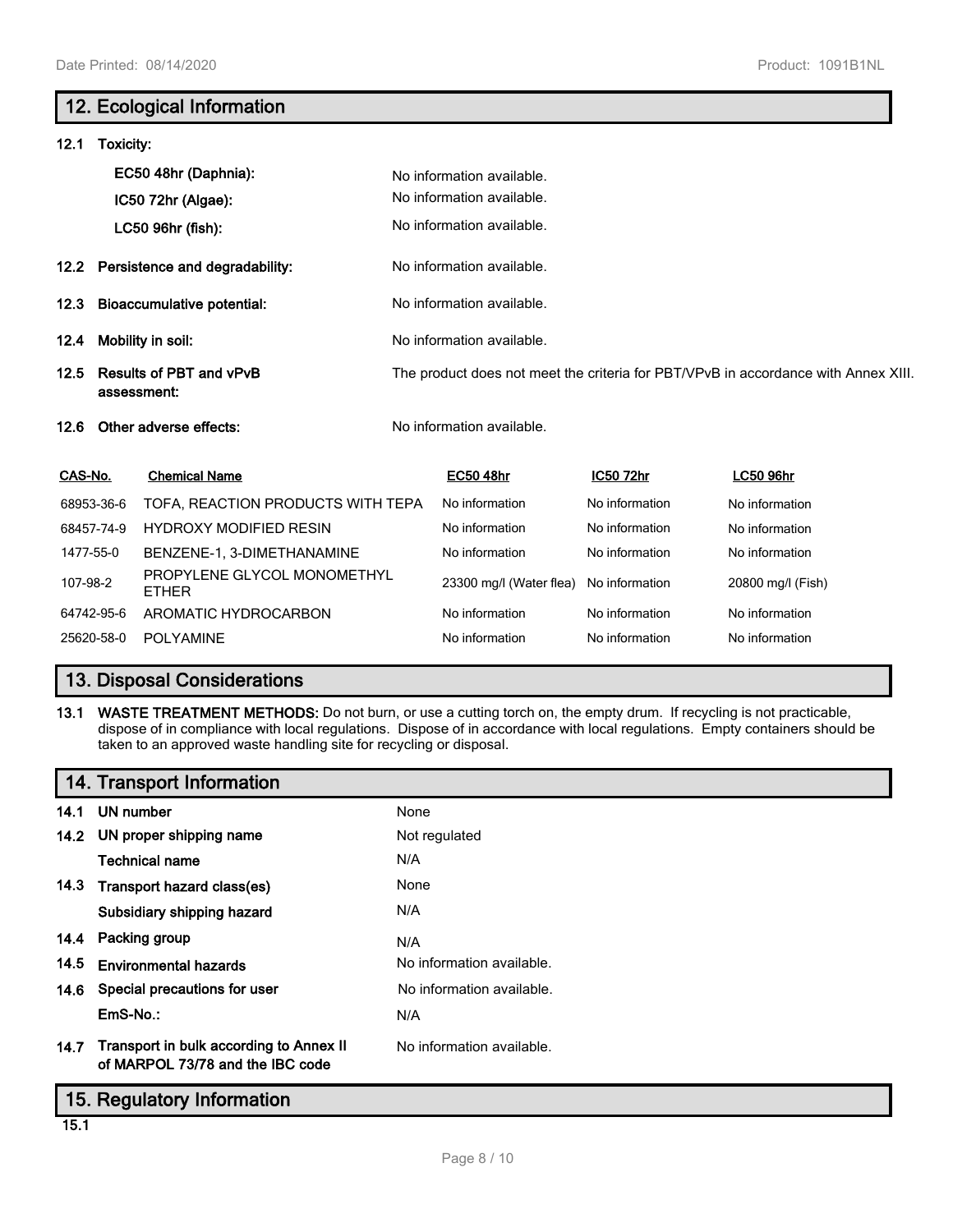## 12. Ecological Information

**12.1 Toxicity:**

| | |
|---|---|
| **EC50 48hr (Daphnia):** | No information available. |
| **IC50 72hr (Algae):** | No information available. |
| **LC50 96hr (fish):** | No information available. |

**12.2 Persistence and degradability:** No information available.

**12.3 Bioaccumulative potential:** No information available.

**12.4 Mobility in soil:** No information available.

**12.5 Results of PBT and vPvB assessment:** The product does not meet the criteria for PBT/VPvB in accordance with Annex XIII.

**12.6 Other adverse effects:** No information available.

| CAS-No. | Chemical Name | EC50 48hr | IC50 72hr | LC50 96hr |
|---|---|---|---|---|
| 68953-36-6 | TOFA, REACTION PRODUCTS WITH TEPA | No information | No information | No information |
| 68457-74-9 | HYDROXY MODIFIED RESIN | No information | No information | No information |
| 1477-55-0 | BENZENE-1, 3-DIMETHANAMINE | No information | No information | No information |
| 107-98-2 | PROPYLENE GLYCOL MONOMETHYL ETHER | 23300 mg/l (Water flea) | No information | 20800 mg/l (Fish) |
| 64742-95-6 | AROMATIC HYDROCARBON | No information | No information | No information |
| 25620-58-0 | POLYAMINE | No information | No information | No information |

## 13. Disposal Considerations

**13.1 WASTE TREATMENT METHODS:** Do not burn, or use a cutting torch on, the empty drum. If recycling is not practicable, dispose of in compliance with local regulations. Dispose of in accordance with local regulations. Empty containers should be taken to an approved waste handling site for recycling or disposal.

## 14. Transport Information

| | |
|---|---|
| **14.1 UN number** | None |
| **14.2 UN proper shipping name** | Not regulated |
| **Technical name** | N/A |
| **14.3 Transport hazard class(es)** | None |
| **Subsidiary shipping hazard** | N/A |
| **14.4 Packing group** | N/A |
| **14.5 Environmental hazards** | No information available. |
| **14.6 Special precautions for user** | No information available. |
| **EmS-No.:** | N/A |
| **14.7 Transport in bulk according to Annex II of MARPOL 73/78 and the IBC code** | No information available. |

## 15. Regulatory Information

**15.1**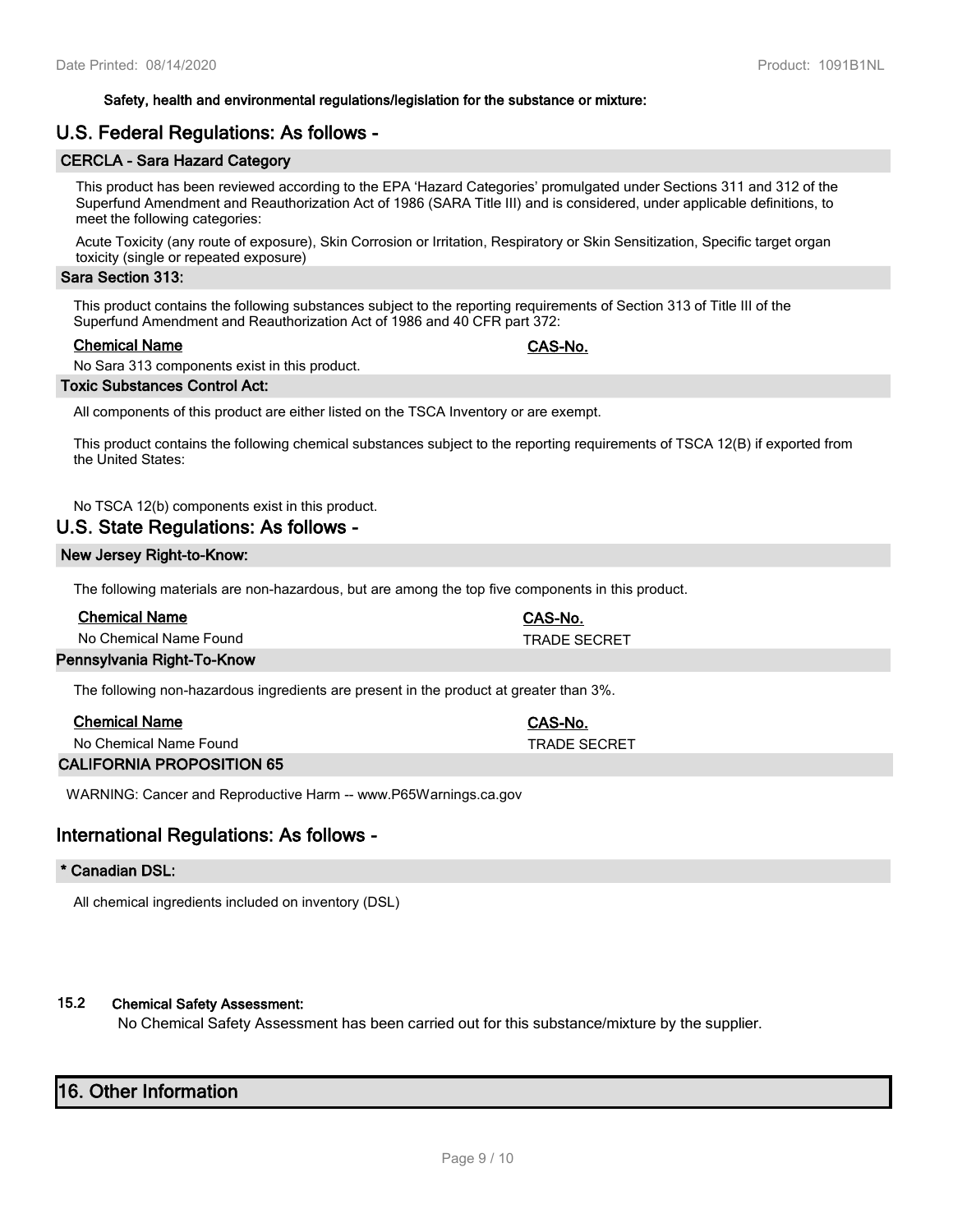**Safety, health and environmental regulations/legislation for the substance or mixture:**

## U.S. Federal Regulations: As follows -

### CERCLA - Sara Hazard Category

This product has been reviewed according to the EPA 'Hazard Categories' promulgated under Sections 311 and 312 of the Superfund Amendment and Reauthorization Act of 1986 (SARA Title III) and is considered, under applicable definitions, to meet the following categories:

Acute Toxicity (any route of exposure), Skin Corrosion or Irritation, Respiratory or Skin Sensitization, Specific target organ toxicity (single or repeated exposure)

### Sara Section 313:

This product contains the following substances subject to the reporting requirements of Section 313 of Title III of the Superfund Amendment and Reauthorization Act of 1986 and 40 CFR part 372:

| Chemical Name | CAS-No. |
|---|---|
| No Sara 313 components exist in this product. | |

### Toxic Substances Control Act:

All components of this product are either listed on the TSCA Inventory or are exempt.

This product contains the following chemical substances subject to the reporting requirements of TSCA 12(B) if exported from the United States:

No TSCA 12(b) components exist in this product.

## U.S. State Regulations: As follows -

### New Jersey Right-to-Know:

The following materials are non-hazardous, but are among the top five components in this product.

| Chemical Name | CAS-No. |
|---|---|
| No Chemical Name Found | TRADE SECRET |

### Pennsylvania Right-To-Know

The following non-hazardous ingredients are present in the product at greater than 3%.

| Chemical Name | CAS-No. |
|---|---|
| No Chemical Name Found | TRADE SECRET |

### CALIFORNIA PROPOSITION 65

WARNING: Cancer and Reproductive Harm -- www.P65Warnings.ca.gov

## International Regulations: As follows -

### * Canadian DSL:

All chemical ingredients included on inventory (DSL)

### 15.2 Chemical Safety Assessment:

No Chemical Safety Assessment has been carried out for this substance/mixture by the supplier.

# 16. Other Information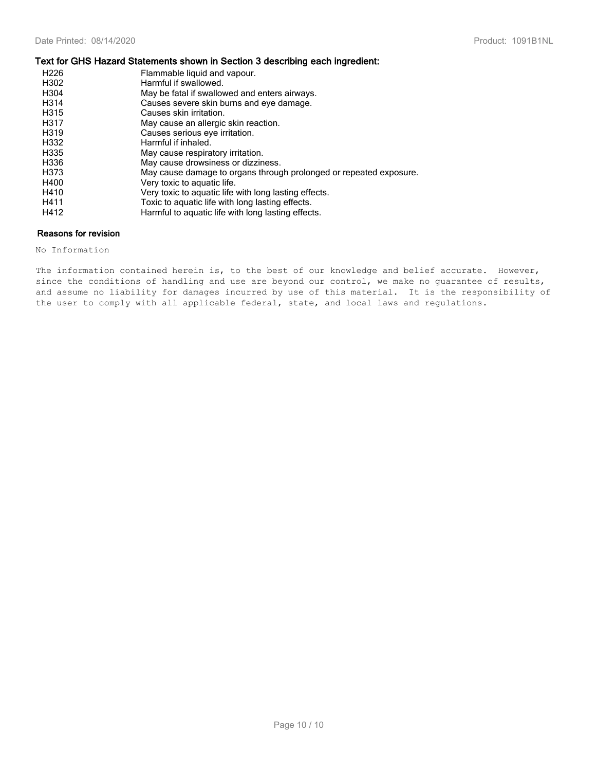### Text for GHS Hazard Statements shown in Section 3 describing each ingredient:

| | |
|---|---|
| H226 | Flammable liquid and vapour. |
| H302 | Harmful if swallowed. |
| H304 | May be fatal if swallowed and enters airways. |
| H314 | Causes severe skin burns and eye damage. |
| H315 | Causes skin irritation. |
| H317 | May cause an allergic skin reaction. |
| H319 | Causes serious eye irritation. |
| H332 | Harmful if inhaled. |
| H335 | May cause respiratory irritation. |
| H336 | May cause drowsiness or dizziness. |
| H373 | May cause damage to organs through prolonged or repeated exposure. |
| H400 | Very toxic to aquatic life. |
| H410 | Very toxic to aquatic life with long lasting effects. |
| H411 | Toxic to aquatic life with long lasting effects. |
| H412 | Harmful to aquatic life with long lasting effects. |

### Reasons for revision

No Information

The information contained herein is, to the best of our knowledge and belief accurate. However, since the conditions of handling and use are beyond our control, we make no guarantee of results, and assume no liability for damages incurred by use of this material. It is the responsibility of the user to comply with all applicable federal, state, and local laws and regulations.